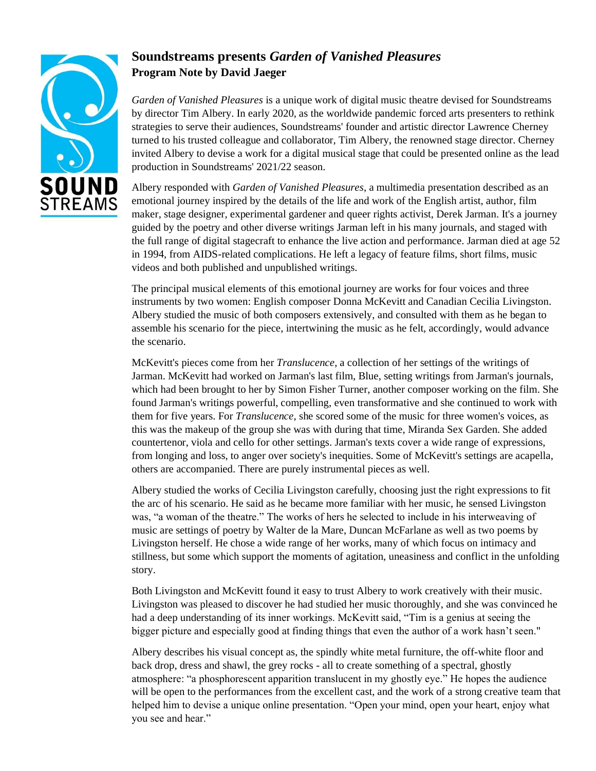# Soundstreams presents *Garden of Vanished Pleasures*

**Program Note by David Jaeger**

*Garden of Vanished Pleasures* is a unique work of digital music theatre devised for Soundstreams by director Tim Albery. In early 2020, as the worldwide pandemic forced arts presenters to rethink strategies to serve their audiences, Soundstreams' founder and artistic director Lawrence Cherney turned to his trusted colleague and collaborator, Tim Albery, the renowned stage director. Cherney invited Albery to devise a work for a digital musical stage that could be presented online as the lead production in Soundstreams' 2021/22 season.

Albery responded with *Garden of Vanished Pleasures*, a multimedia presentation described as an emotional journey inspired by the details of the life and work of the English artist, author, film maker, stage designer, experimental gardener and queer rights activist, Derek Jarman. It's a journey guided by the poetry and other diverse writings Jarman left in his many journals, and staged with the full range of digital stagecraft to enhance the live action and performance. Jarman died at age 52 in 1994, from AIDS-related complications. He left a legacy of feature films, short films, music videos and both published and unpublished writings.

The principal musical elements of this emotional journey are works for four voices and three instruments by two women: English composer Donna McKevitt and Canadian Cecilia Livingston. Albery studied the music of both composers extensively, and consulted with them as he began to assemble his scenario for the piece, intertwining the music as he felt, accordingly, would advance the scenario.

McKevitt's pieces come from her *Translucence*, a collection of her settings of the writings of Jarman. McKevitt had worked on Jarman's last film, Blue, setting writings from Jarman's journals, which had been brought to her by Simon Fisher Turner, another composer working on the film. She found Jarman's writings powerful, compelling, even transformative and she continued to work with them for five years. For *Translucence*, she scored some of the music for three women's voices, as this was the makeup of the group she was with during that time, Miranda Sex Garden. She added countertenor, viola and cello for other settings. Jarman's texts cover a wide range of expressions, from longing and loss, to anger over society's inequities. Some of McKevitt's settings are acapella, others are accompanied. There are purely instrumental pieces as well.

Albery studied the works of Cecilia Livingston carefully, choosing just the right expressions to fit the arc of his scenario. He said as he became more familiar with her music, he sensed Livingston was, "a woman of the theatre." The works of hers he selected to include in his interweaving of music are settings of poetry by Walter de la Mare, Duncan McFarlane as well as two poems by Livingston herself. He chose a wide range of her works, many of which focus on intimacy and stillness, but some which support the moments of agitation, uneasiness and conflict in the unfolding story.

Both Livingston and McKevitt found it easy to trust Albery to work creatively with their music. Livingston was pleased to discover he had studied her music thoroughly, and she was convinced he had a deep understanding of its inner workings. McKevitt said, "Tim is a genius at seeing the bigger picture and especially good at finding things that even the author of a work hasn't seen."

Albery describes his visual concept as, the spindly white metal furniture, the off-white floor and back drop, dress and shawl, the grey rocks - all to create something of a spectral, ghostly atmosphere: "a phosphorescent apparition translucent in my ghostly eye." He hopes the audience will be open to the performances from the excellent cast, and the work of a strong creative team that helped him to devise a unique online presentation. "Open your mind, open your heart, enjoy what you see and hear."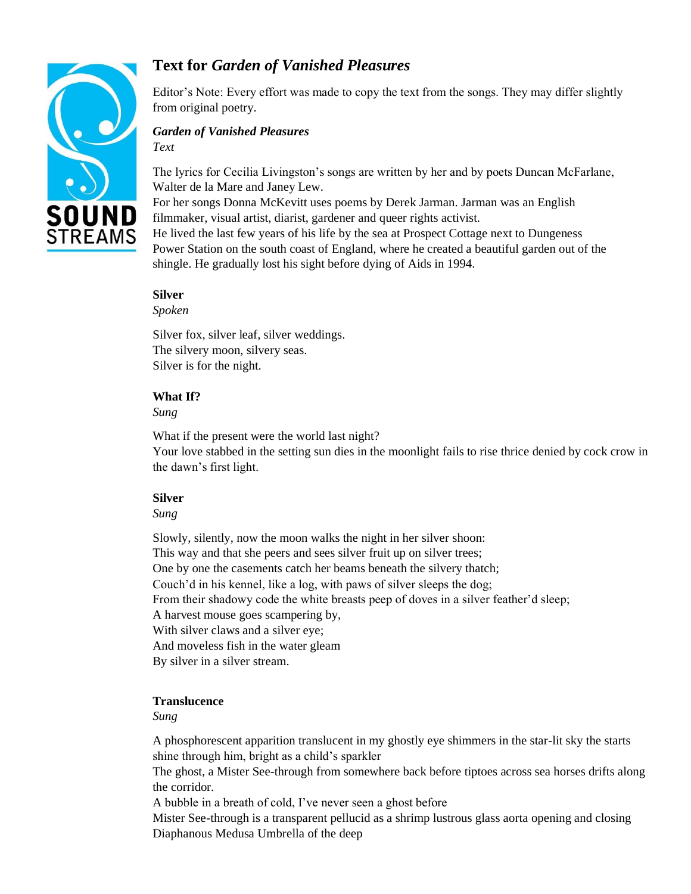# Text for *Garden of Vanished Pleasures*

Editor's Note: Every effort was made to copy the text from the songs. They may differ slightly from original poetry.

***Garden of Vanished Pleasures***
*Text*

The lyrics for Cecilia Livingston's songs are written by her and by poets Duncan McFarlane, Walter de la Mare and Janey Lew.
For her songs Donna McKevitt uses poems by Derek Jarman. Jarman was an English filmmaker, visual artist, diarist, gardener and queer rights activist.
He lived the last few years of his life by the sea at Prospect Cottage next to Dungeness Power Station on the south coast of England, where he created a beautiful garden out of the shingle. He gradually lost his sight before dying of Aids in 1994.

**Silver**
*Spoken*

Silver fox, silver leaf, silver weddings.
The silvery moon, silvery seas.
Silver is for the night.

**What If?**
*Sung*

What if the present were the world last night?
Your love stabbed in the setting sun dies in the moonlight fails to rise thrice denied by cock crow in the dawn's first light.

**Silver**
*Sung*

Slowly, silently, now the moon walks the night in her silver shoon:
This way and that she peers and sees silver fruit up on silver trees;
One by one the casements catch her beams beneath the silvery thatch;
Couch'd in his kennel, like a log, with paws of silver sleeps the dog;
From their shadowy code the white breasts peep of doves in a silver feather'd sleep;
A harvest mouse goes scampering by,
With silver claws and a silver eye;
And moveless fish in the water gleam
By silver in a silver stream.

**Translucence**
*Sung*

A phosphorescent apparition translucent in my ghostly eye shimmers in the star-lit sky the starts shine through him, bright as a child's sparkler
The ghost, a Mister See-through from somewhere back before tiptoes across sea horses drifts along the corridor.
A bubble in a breath of cold, I've never seen a ghost before
Mister See-through is a transparent pellucid as a shrimp lustrous glass aorta opening and closing
Diaphanous Medusa Umbrella of the deep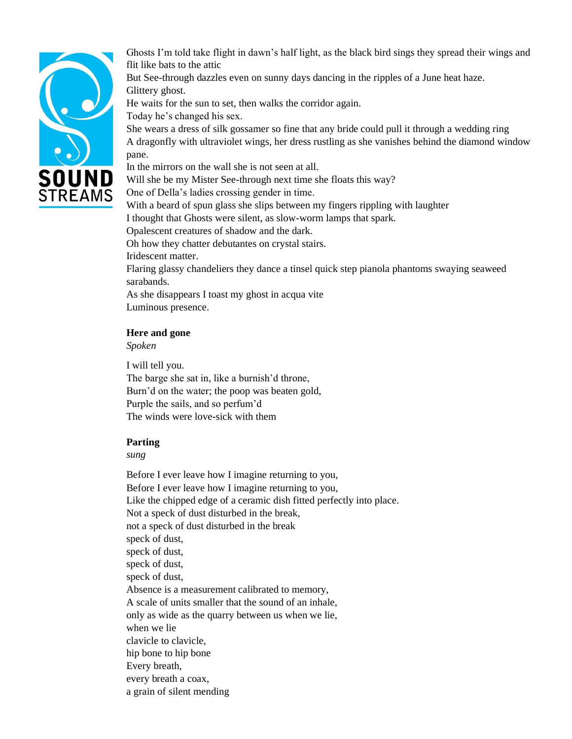Ghosts I'm told take flight in dawn's half light, as the black bird sings they spread their wings and flit like bats to the attic
But See-through dazzles even on sunny days dancing in the ripples of a June heat haze.
Glittery ghost.
He waits for the sun to set, then walks the corridor again.
Today he's changed his sex.
She wears a dress of silk gossamer so fine that any bride could pull it through a wedding ring
A dragonfly with ultraviolet wings, her dress rustling as she vanishes behind the diamond window pane.
In the mirrors on the wall she is not seen at all.
Will she be my Mister See-through next time she floats this way?
One of Della's ladies crossing gender in time.
With a beard of spun glass she slips between my fingers rippling with laughter
I thought that Ghosts were silent, as slow-worm lamps that spark.
Opalescent creatures of shadow and the dark.
Oh how they chatter debutantes on crystal stairs.
Iridescent matter.
Flaring glassy chandeliers they dance a tinsel quick step pianola phantoms swaying seaweed sarabands.
As she disappears I toast my ghost in acqua vite
Luminous presence.

**Here and gone**
*Spoken*

I will tell you.
The barge she sat in, like a burnish'd throne,
Burn'd on the water; the poop was beaten gold,
Purple the sails, and so perfum'd
The winds were love-sick with them

**Parting**
*sung*

Before I ever leave how I imagine returning to you,
Before I ever leave how I imagine returning to you,
Like the chipped edge of a ceramic dish fitted perfectly into place.
Not a speck of dust disturbed in the break,
not a speck of dust disturbed in the break
speck of dust,
speck of dust,
speck of dust,
speck of dust,
Absence is a measurement calibrated to memory,
A scale of units smaller that the sound of an inhale,
only as wide as the quarry between us when we lie,
when we lie
clavicle to clavicle,
hip bone to hip bone
Every breath,
every breath a coax,
a grain of silent mending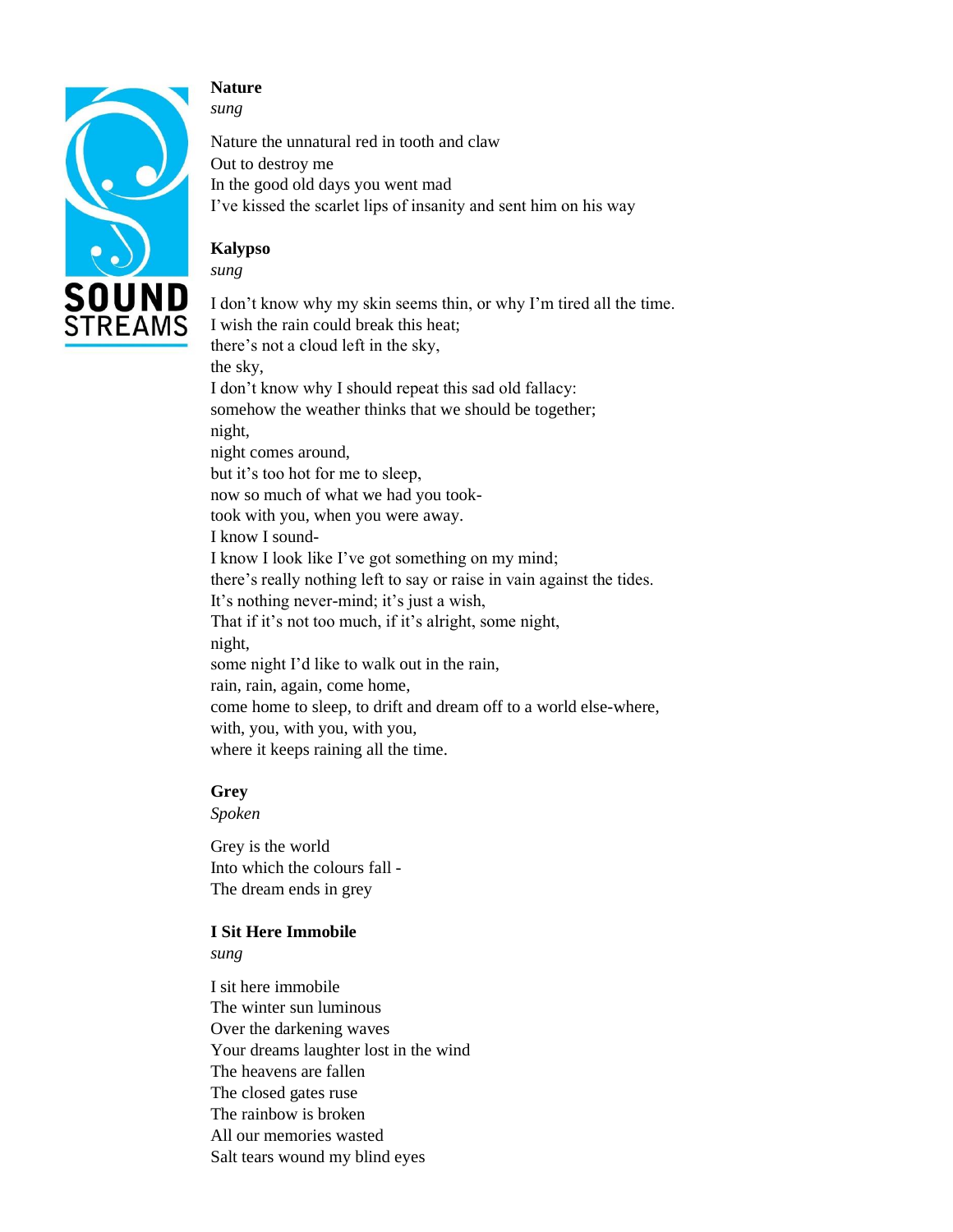**Nature**
*sung*

Nature the unnatural red in tooth and claw
Out to destroy me
In the good old days you went mad
I've kissed the scarlet lips of insanity and sent him on his way

**Kalypso**
*sung*

I don't know why my skin seems thin, or why I'm tired all the time.
I wish the rain could break this heat;
there's not a cloud left in the sky,
the sky,
I don't know why I should repeat this sad old fallacy:
somehow the weather thinks that we should be together;
night,
night comes around,
but it's too hot for me to sleep,
now so much of what we had you took-
took with you, when you were away.
I know I sound-
I know I look like I've got something on my mind;
there's really nothing left to say or raise in vain against the tides.
It's nothing never-mind; it's just a wish,
That if it's not too much, if it's alright, some night,
night,
some night I'd like to walk out in the rain,
rain, rain, again, come home,
come home to sleep, to drift and dream off to a world else-where,
with, you, with you, with you,
where it keeps raining all the time.

**Grey**
*Spoken*

Grey is the world
Into which the colours fall -
The dream ends in grey

**I Sit Here Immobile**
*sung*

I sit here immobile
The winter sun luminous
Over the darkening waves
Your dreams laughter lost in the wind
The heavens are fallen
The closed gates ruse
The rainbow is broken
All our memories wasted
Salt tears wound my blind eyes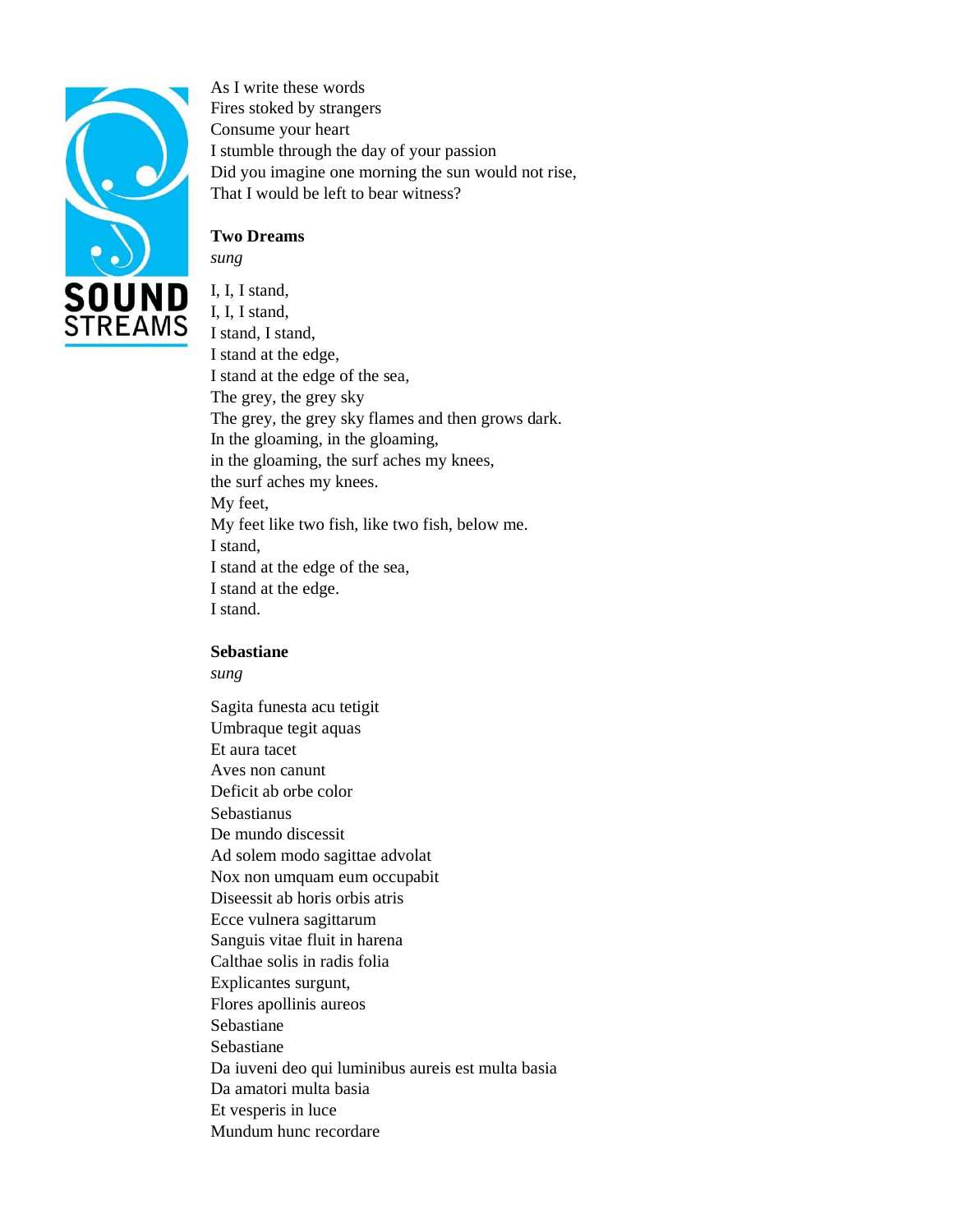As I write these words
Fires stoked by strangers
Consume your heart
I stumble through the day of your passion
Did you imagine one morning the sun would not rise,
That I would be left to bear witness?

**Two Dreams**
*sung*

I, I, I stand,
I, I, I stand,
I stand, I stand,
I stand at the edge,
I stand at the edge of the sea,
The grey, the grey sky
The grey, the grey sky flames and then grows dark.
In the gloaming, in the gloaming,
in the gloaming, the surf aches my knees,
the surf aches my knees.
My feet,
My feet like two fish, like two fish, below me.
I stand,
I stand at the edge of the sea,
I stand at the edge.
I stand.

**Sebastiane**
*sung*

Sagita funesta acu tetigit
Umbraque tegit aquas
Et aura tacet
Aves non canunt
Deficit ab orbe color
Sebastianus
De mundo discessit
Ad solem modo sagittae advolat
Nox non umquam eum occupabit
Diseessit ab horis orbis atris
Ecce vulnera sagittarum
Sanguis vitae fluit in harena
Calthae solis in radis folia
Explicantes surgunt,
Flores apollinis aureos
Sebastiane
Sebastiane
Da iuveni deo qui luminibus aureis est multa basia
Da amatori multa basia
Et vesperis in luce
Mundum hunc recordare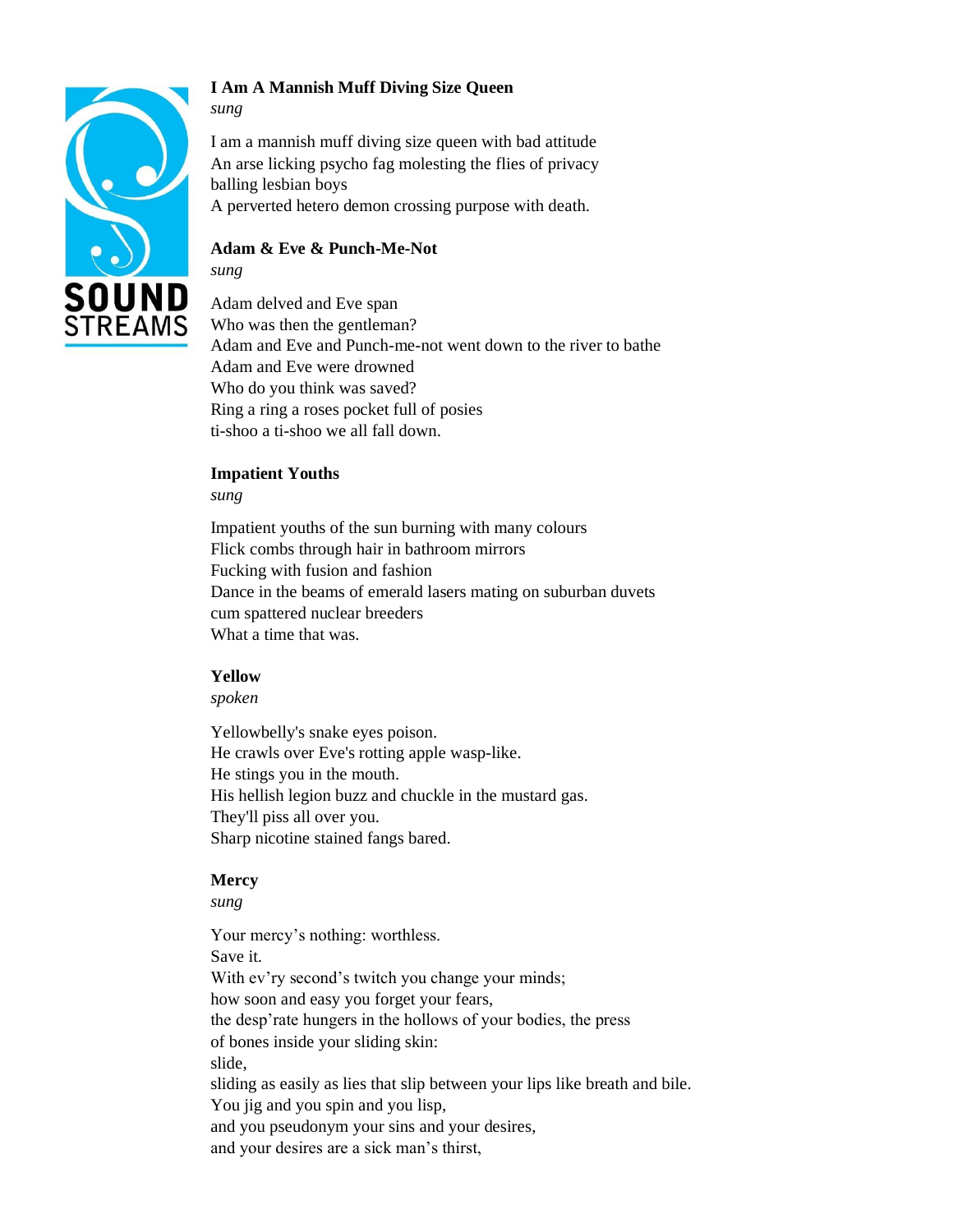**I Am A Mannish Muff Diving Size Queen**
*sung*

I am a mannish muff diving size queen with bad attitude
An arse licking psycho fag molesting the flies of privacy
balling lesbian boys
A perverted hetero demon crossing purpose with death.

**Adam & Eve & Punch-Me-Not**
*sung*

Adam delved and Eve span
Who was then the gentleman?
Adam and Eve and Punch-me-not went down to the river to bathe
Adam and Eve were drowned
Who do you think was saved?
Ring a ring a roses pocket full of posies
ti-shoo a ti-shoo we all fall down.

**Impatient Youths**
*sung*

Impatient youths of the sun burning with many colours
Flick combs through hair in bathroom mirrors
Fucking with fusion and fashion
Dance in the beams of emerald lasers mating on suburban duvets
cum spattered nuclear breeders
What a time that was.

**Yellow**
*spoken*

Yellowbelly's snake eyes poison.
He crawls over Eve's rotting apple wasp-like.
He stings you in the mouth.
His hellish legion buzz and chuckle in the mustard gas.
They'll piss all over you.
Sharp nicotine stained fangs bared.

**Mercy**
*sung*

Your mercy's nothing: worthless.
Save it.
With ev'ry second's twitch you change your minds;
how soon and easy you forget your fears,
the desp'rate hungers in the hollows of your bodies, the press
of bones inside your sliding skin:
slide,
sliding as easily as lies that slip between your lips like breath and bile.
You jig and you spin and you lisp,
and you pseudonym your sins and your desires,
and your desires are a sick man's thirst,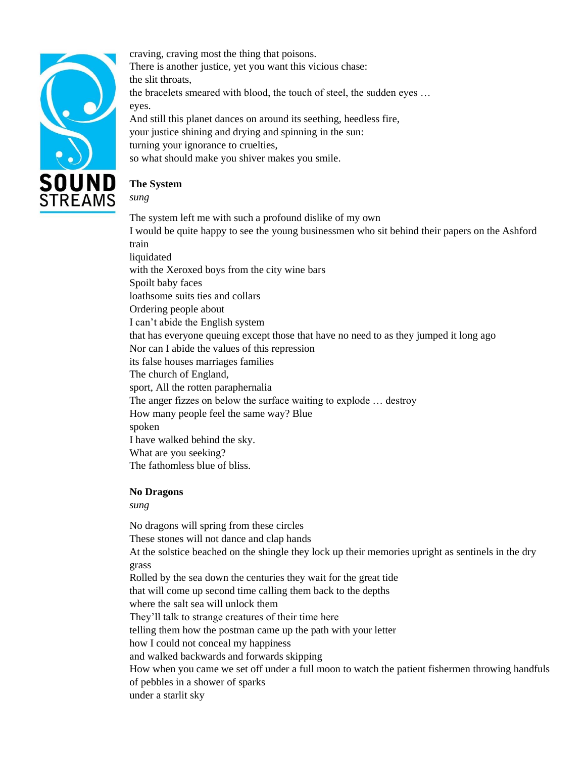craving, craving most the thing that poisons.
There is another justice, yet you want this vicious chase:
the slit throats,
the bracelets smeared with blood, the touch of steel, the sudden eyes …
eyes.
And still this planet dances on around its seething, heedless fire,
your justice shining and drying and spinning in the sun:
turning your ignorance to cruelties,
so what should make you shiver makes you smile.

**The System**
*sung*

The system left me with such a profound dislike of my own
I would be quite happy to see the young businessmen who sit behind their papers on the Ashford train
liquidated
with the Xeroxed boys from the city wine bars
Spoilt baby faces
loathsome suits ties and collars
Ordering people about
I can't abide the English system
that has everyone queuing except those that have no need to as they jumped it long ago
Nor can I abide the values of this repression
its false houses marriages families
The church of England,
sport, All the rotten paraphernalia
The anger fizzes on below the surface waiting to explode … destroy
How many people feel the same way? Blue
spoken
I have walked behind the sky.
What are you seeking?
The fathomless blue of bliss.

**No Dragons**
*sung*

No dragons will spring from these circles
These stones will not dance and clap hands
At the solstice beached on the shingle they lock up their memories upright as sentinels in the dry grass
Rolled by the sea down the centuries they wait for the great tide
that will come up second time calling them back to the depths
where the salt sea will unlock them
They'll talk to strange creatures of their time here
telling them how the postman came up the path with your letter
how I could not conceal my happiness
and walked backwards and forwards skipping
How when you came we set off under a full moon to watch the patient fishermen throwing handfuls of pebbles in a shower of sparks
under a starlit sky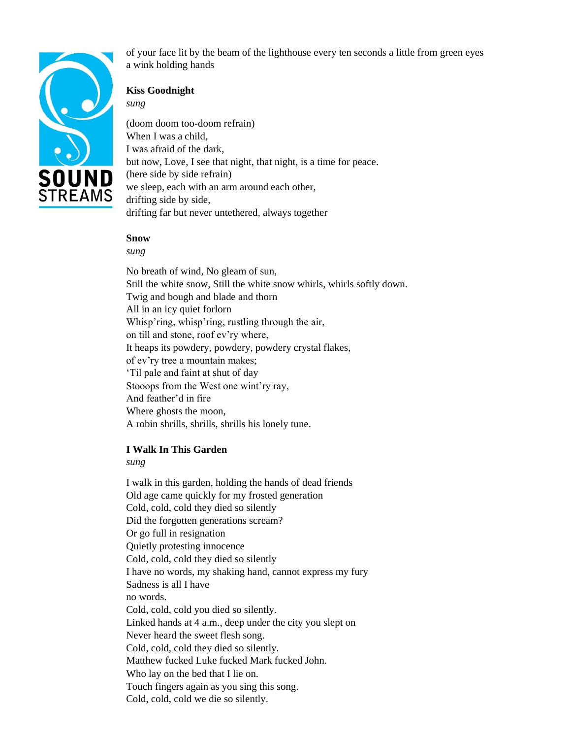of your face lit by the beam of the lighthouse every ten seconds a little from green eyes
a wink holding hands

**Kiss Goodnight**
*sung*

(doom doom too-doom refrain)
When I was a child,
I was afraid of the dark,
but now, Love, I see that night, that night, is a time for peace.
(here side by side refrain)
we sleep, each with an arm around each other,
drifting side by side,
drifting far but never untethered, always together

**Snow**
*sung*

No breath of wind, No gleam of sun,
Still the white snow, Still the white snow whirls, whirls softly down.
Twig and bough and blade and thorn
All in an icy quiet forlorn
Whisp'ring, whisp'ring, rustling through the air,
on till and stone, roof ev'ry where,
It heaps its powdery, powdery, powdery crystal flakes,
of ev'ry tree a mountain makes;
'Til pale and faint at shut of day
Stooops from the West one wint'ry ray,
And feather'd in fire
Where ghosts the moon,
A robin shrills, shrills, shrills his lonely tune.

**I Walk In This Garden**
*sung*

I walk in this garden, holding the hands of dead friends
Old age came quickly for my frosted generation
Cold, cold, cold they died so silently
Did the forgotten generations scream?
Or go full in resignation
Quietly protesting innocence
Cold, cold, cold they died so silently
I have no words, my shaking hand, cannot express my fury
Sadness is all I have
no words.
Cold, cold, cold you died so silently.
Linked hands at 4 a.m., deep under the city you slept on
Never heard the sweet flesh song.
Cold, cold, cold they died so silently.
Matthew fucked Luke fucked Mark fucked John.
Who lay on the bed that I lie on.
Touch fingers again as you sing this song.
Cold, cold, cold we die so silently.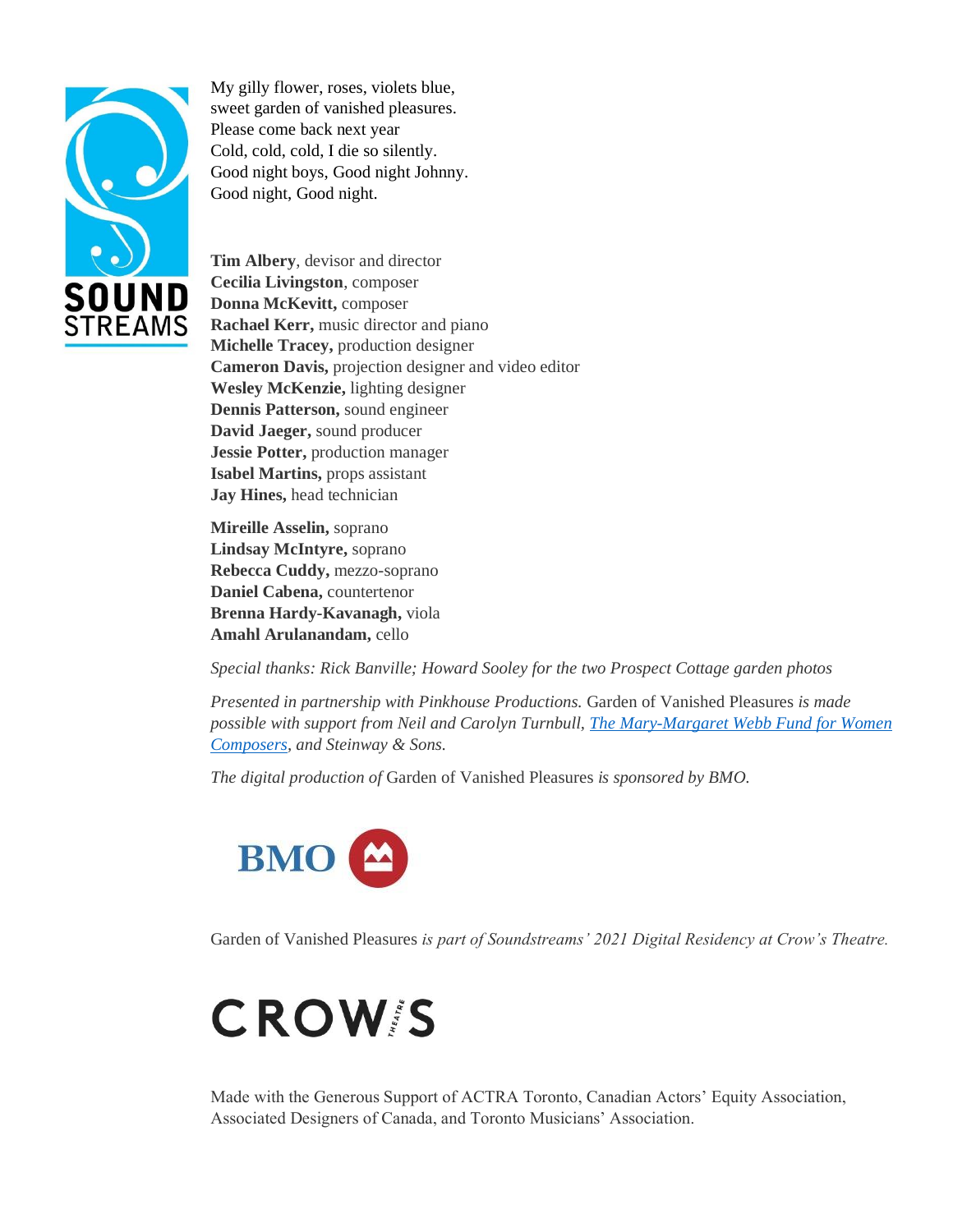My gilly flower, roses, violets blue,  
sweet garden of vanished pleasures.  
Please come back next year  
Cold, cold, cold, I die so silently.  
Good night boys, Good night Johnny.  
Good night, Good night.

**Tim Albery**, devisor and director  
**Cecilia Livingston**, composer  
**Donna McKevitt,** composer  
**Rachael Kerr,** music director and piano  
**Michelle Tracey,** production designer  
**Cameron Davis,** projection designer and video editor  
**Wesley McKenzie,** lighting designer  
**Dennis Patterson,** sound engineer  
**David Jaeger,** sound producer  
**Jessie Potter,** production manager  
**Isabel Martins,** props assistant  
**Jay Hines,** head technician

**Mireille Asselin,** soprano  
**Lindsay McIntyre,** soprano  
**Rebecca Cuddy,** mezzo-soprano  
**Daniel Cabena,** countertenor  
**Brenna Hardy-Kavanagh,** viola  
**Amahl Arulanandam,** cello

*Special thanks: Rick Banville; Howard Sooley for the two Prospect Cottage garden photos*

*Presented in partnership with Pinkhouse Productions.* Garden of Vanished Pleasures *is made possible with support from Neil and Carolyn Turnbull, The Mary-Margaret Webb Fund for Women Composers, and Steinway & Sons.*

*The digital production of* Garden of Vanished Pleasures *is sponsored by BMO.*

BMO

Garden of Vanished Pleasures *is part of Soundstreams' 2021 Digital Residency at Crow's Theatre.*

CROW'S THEATRE

Made with the Generous Support of ACTRA Toronto, Canadian Actors' Equity Association, Associated Designers of Canada, and Toronto Musicians' Association.